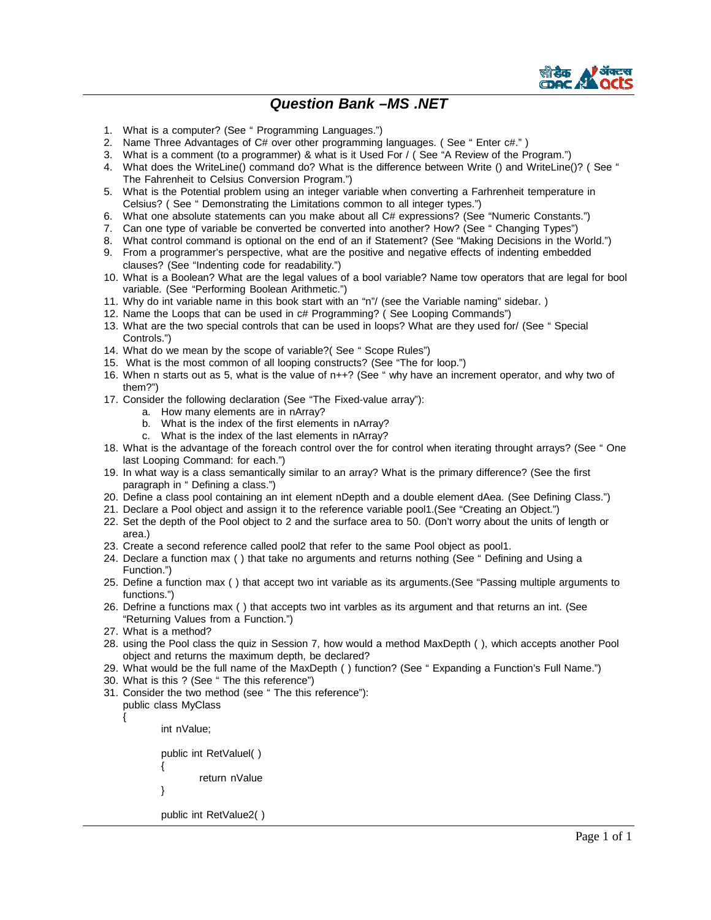# Question Bank –MS .NET

1. What is a computer? (See " Programming Languages.")
2. Name Three Advantages of C# over other programming languages. ( See " Enter c#." )
3. What is a comment (to a programmer) & what is it Used For / ( See "A Review of the Program.")
4. What does the WriteLine() command do? What is the difference between Write () and WriteLine()? ( See " The Fahrenheit to Celsius Conversion Program.")
5. What is the Potential problem using an integer variable when converting a Farhrenheit temperature in Celsius? ( See " Demonstrating the Limitations common to all integer types.")
6. What one absolute statements can you make about all C# expressions? (See "Numeric Constants.")
7. Can one type of variable be converted be converted into another? How? (See " Changing Types")
8. What control command is optional on the end of an if Statement? (See "Making Decisions in the World.")
9. From a programmer's perspective, what are the positive and negative effects of indenting embedded clauses? (See "Indenting code for readability.")
10. What is a Boolean? What are the legal values of a bool variable? Name tow operators that are legal for bool variable. (See "Performing Boolean Arithmetic.")
11. Why do int variable name in this book start with an "n"/ (see the Variable naming" sidebar. )
12. Name the Loops that can be used in c# Programming? ( See Looping Commands")
13. What are the two special controls that can be used in loops? What are they used for/ (See " Special Controls.")
14. What do we mean by the scope of variable?( See " Scope Rules")
15. What is the most common of all looping constructs? (See "The for loop.")
16. When n starts out as 5, what is the value of n++? (See " why have an increment operator, and why two of them?")
17. Consider the following declaration (See "The Fixed-value array"):
    a. How many elements are in nArray?
    b. What is the index of the first elements in nArray?
    c. What is the index of the last elements in nArray?
18. What is the advantage of the foreach control over the for control when iterating throught arrays? (See " One last Looping Command: for each.")
19. In what way is a class semantically similar to an array? What is the primary difference? (See the first paragraph in " Defining a class.")
20. Define a class pool containing an int element nDepth and a double element dAea. (See Defining Class.")
21. Declare a Pool object and assign it to the reference variable pool1.(See "Creating an Object.")
22. Set the depth of the Pool object to 2 and the surface area to 50. (Don't worry about the units of length or area.)
23. Create a second reference called pool2 that refer to the same Pool object as pool1.
24. Declare a function max ( ) that take no arguments and returns nothing (See " Defining and Using a Function.")
25. Define a function max ( ) that accept two int variable as its arguments.(See "Passing multiple arguments to functions.")
26. Defrine a functions max ( ) that accepts two int varbles as its argument and that returns an int. (See "Returning Values from a Function.")
27. What is a method?
28. using the Pool class the quiz in Session 7, how would a method MaxDepth ( ), which accepts another Pool object and returns the maximum depth, be declared?
29. What would be the full name of the MaxDepth ( ) function? (See " Expanding a Function's Full Name.")
30. What is this ? (See " The this reference")
31. Consider the two method (see " The this reference"):

```
public class MyClass
{
        int nValue;

        public int RetValuel( )
        {
                return nValue
        }

        public int RetValue2( )
```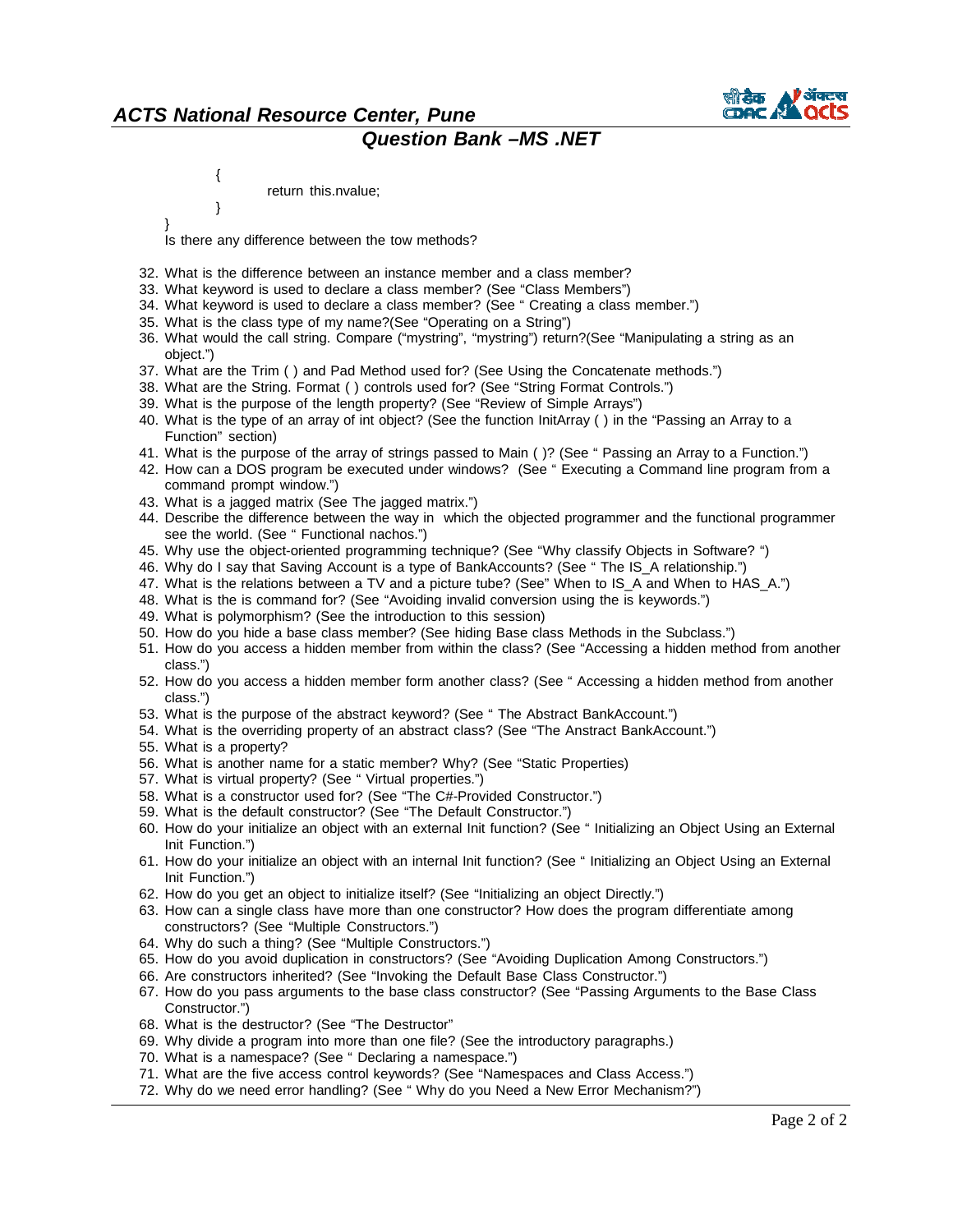```
        {
                return this.nvalue;
        }
}
```

Is there any difference between the tow methods?

32. What is the difference between an instance member and a class member?
33. What keyword is used to declare a class member? (See "Class Members")
34. What keyword is used to declare a class member? (See " Creating a class member.")
35. What is the class type of my name?(See "Operating on a String")
36. What would the call string. Compare ("mystring", "mystring") return?(See "Manipulating a string as an object.")
37. What are the Trim ( ) and Pad Method used for? (See Using the Concatenate methods.")
38. What are the String. Format ( ) controls used for? (See "String Format Controls.")
39. What is the purpose of the length property? (See "Review of Simple Arrays")
40. What is the type of an array of int object? (See the function InitArray ( ) in the "Passing an Array to a Function" section)
41. What is the purpose of the array of strings passed to Main ( )? (See " Passing an Array to a Function.")
42. How can a DOS program be executed under windows? (See " Executing a Command line program from a command prompt window.")
43. What is a jagged matrix (See The jagged matrix.")
44. Describe the difference between the way in which the objected programmer and the functional programmer see the world. (See " Functional nachos.")
45. Why use the object-oriented programming technique? (See "Why classify Objects in Software? ")
46. Why do I say that Saving Account is a type of BankAccounts? (See " The IS_A relationship.")
47. What is the relations between a TV and a picture tube? (See" When to IS_A and When to HAS_A.")
48. What is the is command for? (See "Avoiding invalid conversion using the is keywords.")
49. What is polymorphism? (See the introduction to this session)
50. How do you hide a base class member? (See hiding Base class Methods in the Subclass.")
51. How do you access a hidden member from within the class? (See "Accessing a hidden method from another class.")
52. How do you access a hidden member form another class? (See " Accessing a hidden method from another class.")
53. What is the purpose of the abstract keyword? (See " The Abstract BankAccount.")
54. What is the overriding property of an abstract class? (See "The Anstract BankAccount.")
55. What is a property?
56. What is another name for a static member? Why? (See "Static Properties)
57. What is virtual property? (See " Virtual properties.")
58. What is a constructor used for? (See "The C#-Provided Constructor.")
59. What is the default constructor? (See "The Default Constructor.")
60. How do your initialize an object with an external Init function? (See " Initializing an Object Using an External Init Function.")
61. How do your initialize an object with an internal Init function? (See " Initializing an Object Using an External Init Function.")
62. How do you get an object to initialize itself? (See "Initializing an object Directly.")
63. How can a single class have more than one constructor? How does the program differentiate among constructors? (See "Multiple Constructors.")
64. Why do such a thing? (See "Multiple Constructors.")
65. How do you avoid duplication in constructors? (See "Avoiding Duplication Among Constructors.")
66. Are constructors inherited? (See "Invoking the Default Base Class Constructor.")
67. How do you pass arguments to the base class constructor? (See "Passing Arguments to the Base Class Constructor.")
68. What is the destructor? (See "The Destructor"
69. Why divide a program into more than one file? (See the introductory paragraphs.)
70. What is a namespace? (See " Declaring a namespace.")
71. What are the five access control keywords? (See "Namespaces and Class Access.")
72. Why do we need error handling? (See " Why do you Need a New Error Mechanism?")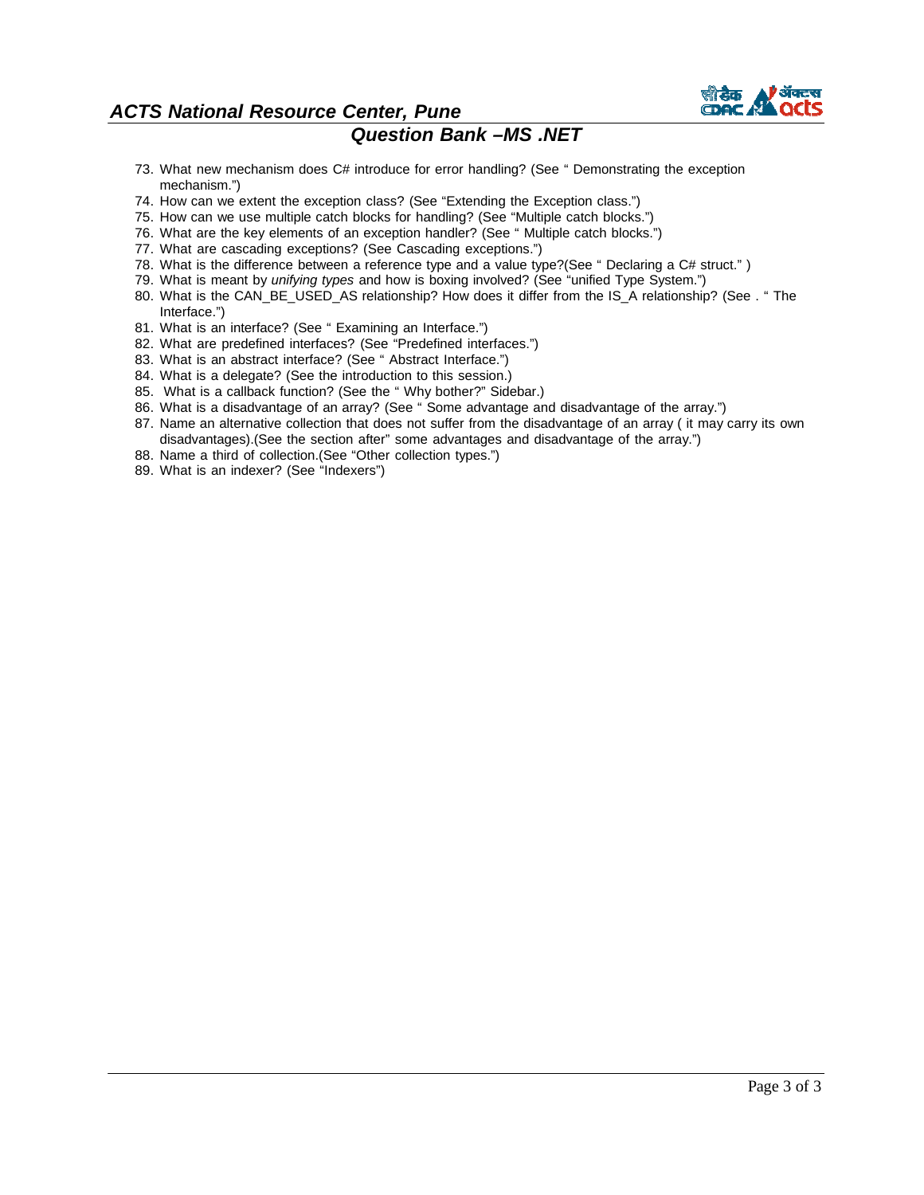73. What new mechanism does C# introduce for error handling? (See " Demonstrating the exception mechanism.")
74. How can we extent the exception class? (See "Extending the Exception class.")
75. How can we use multiple catch blocks for handling? (See "Multiple catch blocks.")
76. What are the key elements of an exception handler? (See " Multiple catch blocks.")
77. What are cascading exceptions? (See Cascading exceptions.")
78. What is the difference between a reference type and a value type?(See " Declaring a C# struct." )
79. What is meant by *unifying types* and how is boxing involved? (See "unified Type System.")
80. What is the CAN_BE_USED_AS relationship? How does it differ from the IS_A relationship? (See . " The Interface.")
81. What is an interface? (See " Examining an Interface.")
82. What are predefined interfaces? (See "Predefined interfaces.")
83. What is an abstract interface? (See " Abstract Interface.")
84. What is a delegate? (See the introduction to this session.)
85. What is a callback function? (See the " Why bother?" Sidebar.)
86. What is a disadvantage of an array? (See " Some advantage and disadvantage of the array.")
87. Name an alternative collection that does not suffer from the disadvantage of an array ( it may carry its own disadvantages).(See the section after" some advantages and disadvantage of the array.")
88. Name a third of collection.(See "Other collection types.")
89. What is an indexer? (See "Indexers")